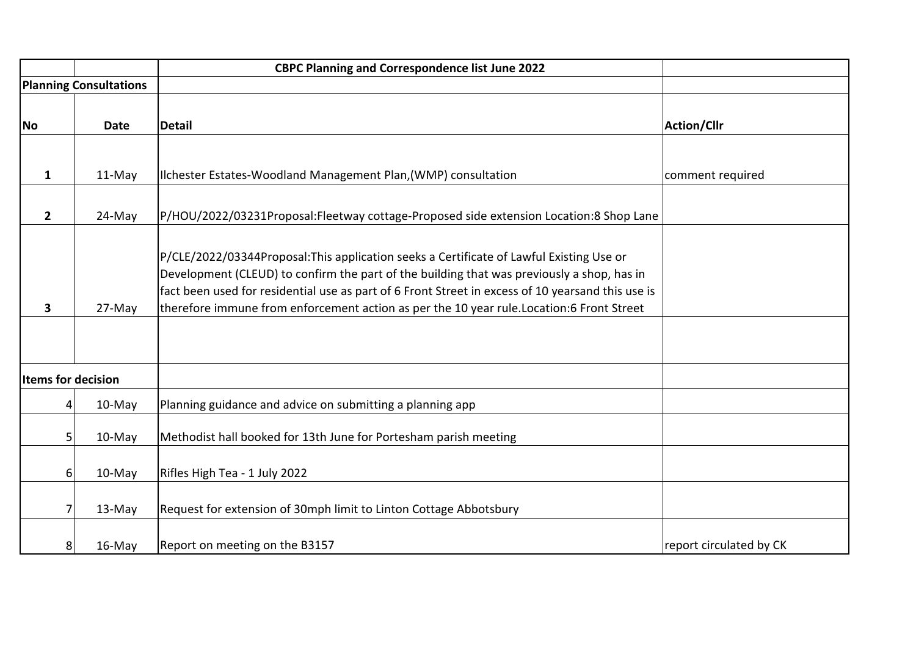| | | | |
|---|---|---|---|
| | | **CBPC Planning and Correspondence list June 2022** | |
| **Planning Consultations** | | | |
| **No** | **Date** | **Detail** | **Action/Cllr** |
| **1** | 11-May | Ilchester Estates-Woodland Management Plan,(WMP) consultation | comment required |
| **2** | 24-May | P/HOU/2022/03231Proposal:Fleetway cottage-Proposed side extension Location:8 Shop Lane | |
| **3** | 27-May | P/CLE/2022/03344Proposal:This application seeks a Certificate of Lawful Existing Use or Development (CLEUD) to confirm the part of the building that was previously a shop, has in fact been used for residential use as part of 6 Front Street in excess of 10 yearsand this use is therefore immune from enforcement action as per the 10 year rule.Location:6 Front Street | |
| | | | |
| **Items for decision** | | | |
| 4 | 10-May | Planning guidance and advice on submitting a planning app | |
| 5 | 10-May | Methodist hall booked for 13th June for Portesham parish meeting | |
| 6 | 10-May | Rifles High Tea - 1 July 2022 | |
| 7 | 13-May | Request for extension of 30mph limit to Linton Cottage Abbotsbury | |
| 8 | 16-May | Report on meeting on the B3157 | report circulated by CK |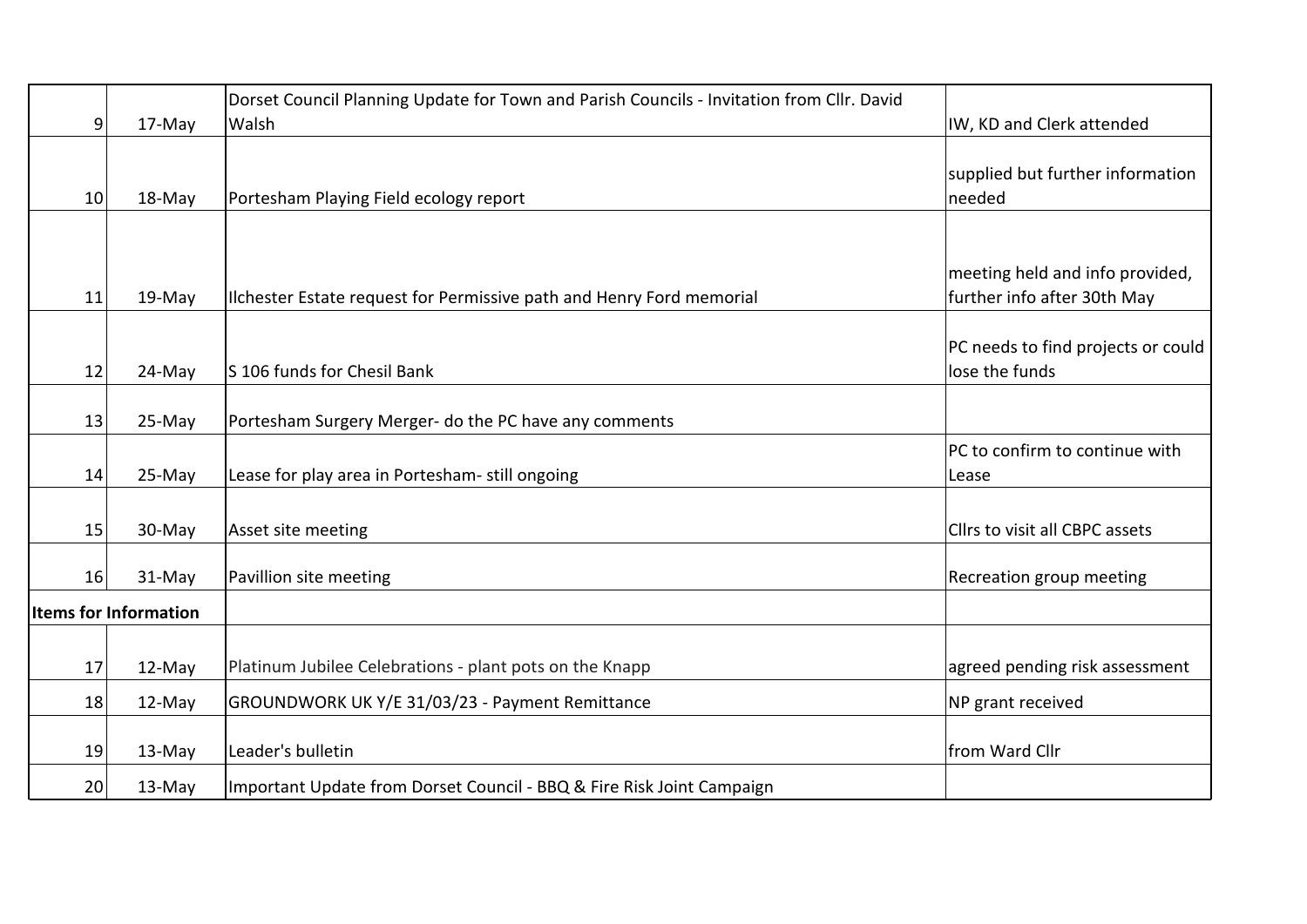| | | | |
|---|---|---|---|
| 9 | 17-May | Dorset Council Planning Update for Town and Parish Councils - Invitation from Cllr. David Walsh | IW, KD and Clerk attended |
| 10 | 18-May | Portesham Playing Field ecology report | supplied but further information needed |
| 11 | 19-May | Ilchester Estate request for Permissive path and Henry Ford memorial | meeting held and info provided, further info after 30th May |
| 12 | 24-May | S 106 funds for Chesil Bank | PC needs to find projects or could lose the funds |
| 13 | 25-May | Portesham Surgery Merger- do the PC have any comments | |
| 14 | 25-May | Lease for play area in Portesham- still ongoing | PC to confirm to continue with Lease |
| 15 | 30-May | Asset site meeting | Cllrs to visit all CBPC assets |
| 16 | 31-May | Pavillion site meeting | Recreation group meeting |
| **Items for Information** | | | |
| 17 | 12-May | Platinum Jubilee Celebrations - plant pots on the Knapp | agreed pending risk assessment |
| 18 | 12-May | GROUNDWORK UK Y/E 31/03/23 - Payment Remittance | NP grant received |
| 19 | 13-May | Leader's bulletin | from Ward Cllr |
| 20 | 13-May | Important Update from Dorset Council - BBQ & Fire Risk Joint Campaign | |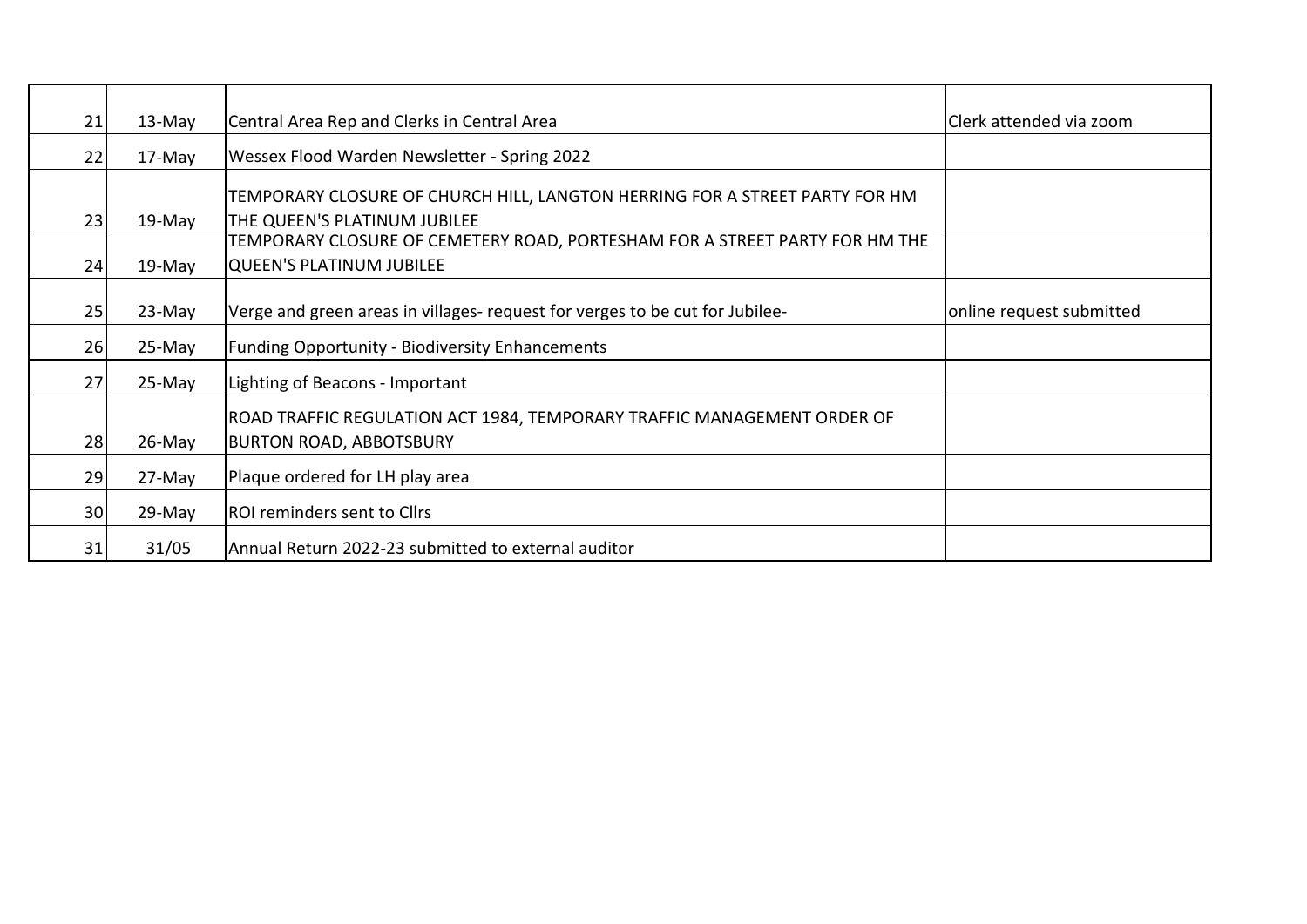| | | | |
|---|---|---|---|
| 21 | 13-May | Central Area Rep and Clerks in Central Area | Clerk attended via zoom |
| 22 | 17-May | Wessex Flood Warden Newsletter - Spring 2022 | |
| 23 | 19-May | TEMPORARY CLOSURE OF CHURCH HILL, LANGTON HERRING FOR A STREET PARTY FOR HM THE QUEEN'S PLATINUM JUBILEE | |
| 24 | 19-May | TEMPORARY CLOSURE OF CEMETERY ROAD, PORTESHAM FOR A STREET PARTY FOR HM THE QUEEN'S PLATINUM JUBILEE | |
| 25 | 23-May | Verge and green areas in villages- request for verges to be cut for Jubilee- | online request submitted |
| 26 | 25-May | Funding Opportunity - Biodiversity Enhancements | |
| 27 | 25-May | Lighting of Beacons - Important | |
| 28 | 26-May | ROAD TRAFFIC REGULATION ACT 1984, TEMPORARY TRAFFIC MANAGEMENT ORDER OF BURTON ROAD, ABBOTSBURY | |
| 29 | 27-May | Plaque ordered for LH play area | |
| 30 | 29-May | ROI reminders sent to Cllrs | |
| 31 | 31/05 | Annual Return 2022-23 submitted to external auditor | |